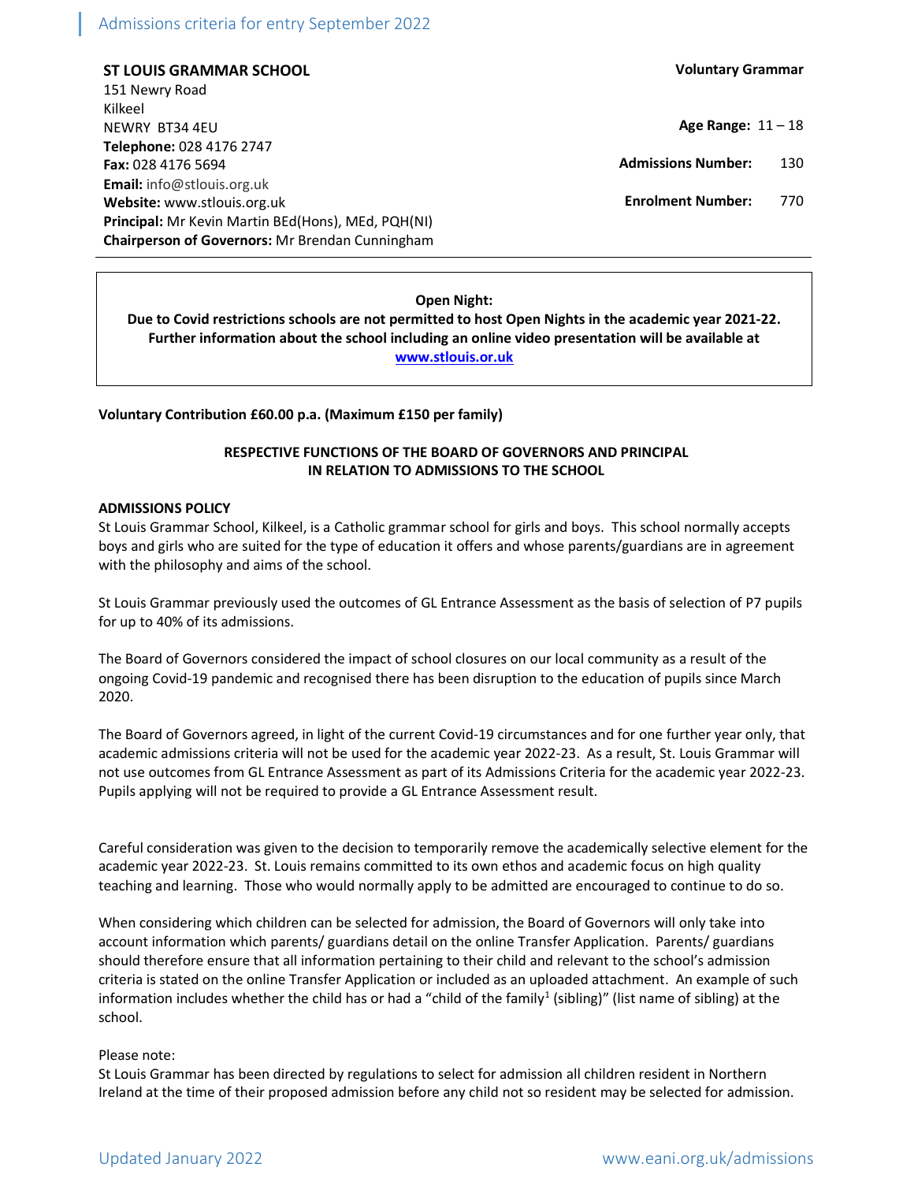Admissions criteria for entry September 2022

**ST LOUIS GRAMMAR SCHOOL** | **Voluntary Grammar**

151 Newry Road
Kilkeel
NEWRY BT34 4EU
**Telephone:** 028 4176 2747
**Fax:** 028 4176 5694
**Email:** info@stlouis.org.uk
**Website:** www.stlouis.org.uk
**Principal:** Mr Kevin Martin BEd(Hons), MEd, PQH(NI)
**Chairperson of Governors:** Mr Brendan Cunningham

**Age Range:** 11 – 18
**Admissions Number:** 130
**Enrolment Number:** 770

**Open Night:**
**Due to Covid restrictions schools are not permitted to host Open Nights in the academic year 2021-22. Further information about the school including an online video presentation will be available at [www.stlouis.or.uk](www.stlouis.or.uk)**

**Voluntary Contribution £60.00 p.a. (Maximum £150 per family)**

**RESPECTIVE FUNCTIONS OF THE BOARD OF GOVERNORS AND PRINCIPAL IN RELATION TO ADMISSIONS TO THE SCHOOL**

**ADMISSIONS POLICY**

St Louis Grammar School, Kilkeel, is a Catholic grammar school for girls and boys. This school normally accepts boys and girls who are suited for the type of education it offers and whose parents/guardians are in agreement with the philosophy and aims of the school.

St Louis Grammar previously used the outcomes of GL Entrance Assessment as the basis of selection of P7 pupils for up to 40% of its admissions.

The Board of Governors considered the impact of school closures on our local community as a result of the ongoing Covid-19 pandemic and recognised there has been disruption to the education of pupils since March 2020.

The Board of Governors agreed, in light of the current Covid-19 circumstances and for one further year only, that academic admissions criteria will not be used for the academic year 2022-23. As a result, St. Louis Grammar will not use outcomes from GL Entrance Assessment as part of its Admissions Criteria for the academic year 2022-23. Pupils applying will not be required to provide a GL Entrance Assessment result.

Careful consideration was given to the decision to temporarily remove the academically selective element for the academic year 2022-23. St. Louis remains committed to its own ethos and academic focus on high quality teaching and learning. Those who would normally apply to be admitted are encouraged to continue to do so.

When considering which children can be selected for admission, the Board of Governors will only take into account information which parents/ guardians detail on the online Transfer Application. Parents/ guardians should therefore ensure that all information pertaining to their child and relevant to the school's admission criteria is stated on the online Transfer Application or included as an uploaded attachment. An example of such information includes whether the child has or had a "child of the family[1] (sibling)" (list name of sibling) at the school.

Please note:
St Louis Grammar has been directed by regulations to select for admission all children resident in Northern Ireland at the time of their proposed admission before any child not so resident may be selected for admission.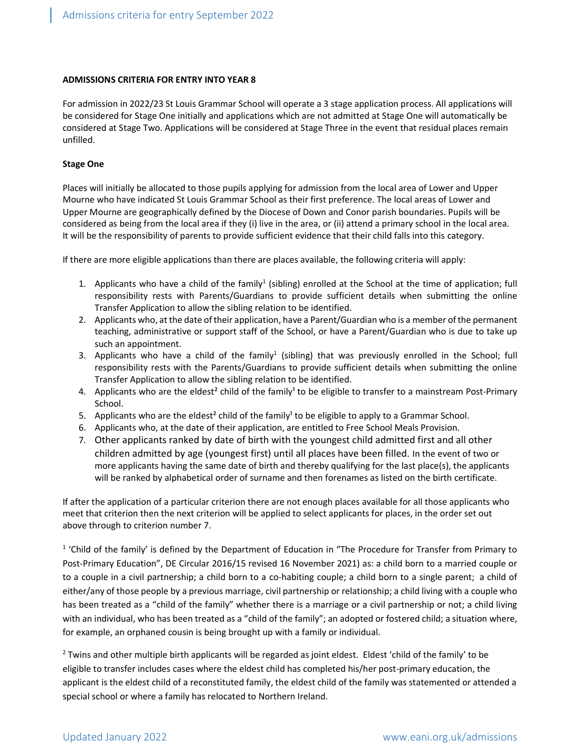**ADMISSIONS CRITERIA FOR ENTRY INTO YEAR 8**

For admission in 2022/23 St Louis Grammar School will operate a 3 stage application process. All applications will be considered for Stage One initially and applications which are not admitted at Stage One will automatically be considered at Stage Two. Applications will be considered at Stage Three in the event that residual places remain unfilled.

**Stage One**

Places will initially be allocated to those pupils applying for admission from the local area of Lower and Upper Mourne who have indicated St Louis Grammar School as their first preference. The local areas of Lower and Upper Mourne are geographically defined by the Diocese of Down and Conor parish boundaries. Pupils will be considered as being from the local area if they (i) live in the area, or (ii) attend a primary school in the local area. It will be the responsibility of parents to provide sufficient evidence that their child falls into this category.

If there are more eligible applications than there are places available, the following criteria will apply:

1. Applicants who have a child of the family[1] (sibling) enrolled at the School at the time of application; full responsibility rests with Parents/Guardians to provide sufficient details when submitting the online Transfer Application to allow the sibling relation to be identified.
2. Applicants who, at the date of their application, have a Parent/Guardian who is a member of the permanent teaching, administrative or support staff of the School, or have a Parent/Guardian who is due to take up such an appointment.
3. Applicants who have a child of the family[1] (sibling) that was previously enrolled in the School; full responsibility rests with the Parents/Guardians to provide sufficient details when submitting the online Transfer Application to allow the sibling relation to be identified.
4. Applicants who are the eldest[2] child of the family[1] to be eligible to transfer to a mainstream Post-Primary School.
5. Applicants who are the eldest[2] child of the family[1] to be eligible to apply to a Grammar School.
6. Applicants who, at the date of their application, are entitled to Free School Meals Provision.
7. Other applicants ranked by date of birth with the youngest child admitted first and all other children admitted by age (youngest first) until all places have been filled. In the event of two or more applicants having the same date of birth and thereby qualifying for the last place(s), the applicants will be ranked by alphabetical order of surname and then forenames as listed on the birth certificate.

If after the application of a particular criterion there are not enough places available for all those applicants who meet that criterion then the next criterion will be applied to select applicants for places, in the order set out above through to criterion number 7.

[1] 'Child of the family' is defined by the Department of Education in "The Procedure for Transfer from Primary to Post-Primary Education", DE Circular 2016/15 revised 16 November 2021) as: a child born to a married couple or to a couple in a civil partnership; a child born to a co-habiting couple; a child born to a single parent; a child of either/any of those people by a previous marriage, civil partnership or relationship; a child living with a couple who has been treated as a "child of the family" whether there is a marriage or a civil partnership or not; a child living with an individual, who has been treated as a "child of the family"; an adopted or fostered child; a situation where, for example, an orphaned cousin is being brought up with a family or individual.

[2] Twins and other multiple birth applicants will be regarded as joint eldest. Eldest 'child of the family' to be eligible to transfer includes cases where the eldest child has completed his/her post-primary education, the applicant is the eldest child of a reconstituted family, the eldest child of the family was statemented or attended a special school or where a family has relocated to Northern Ireland.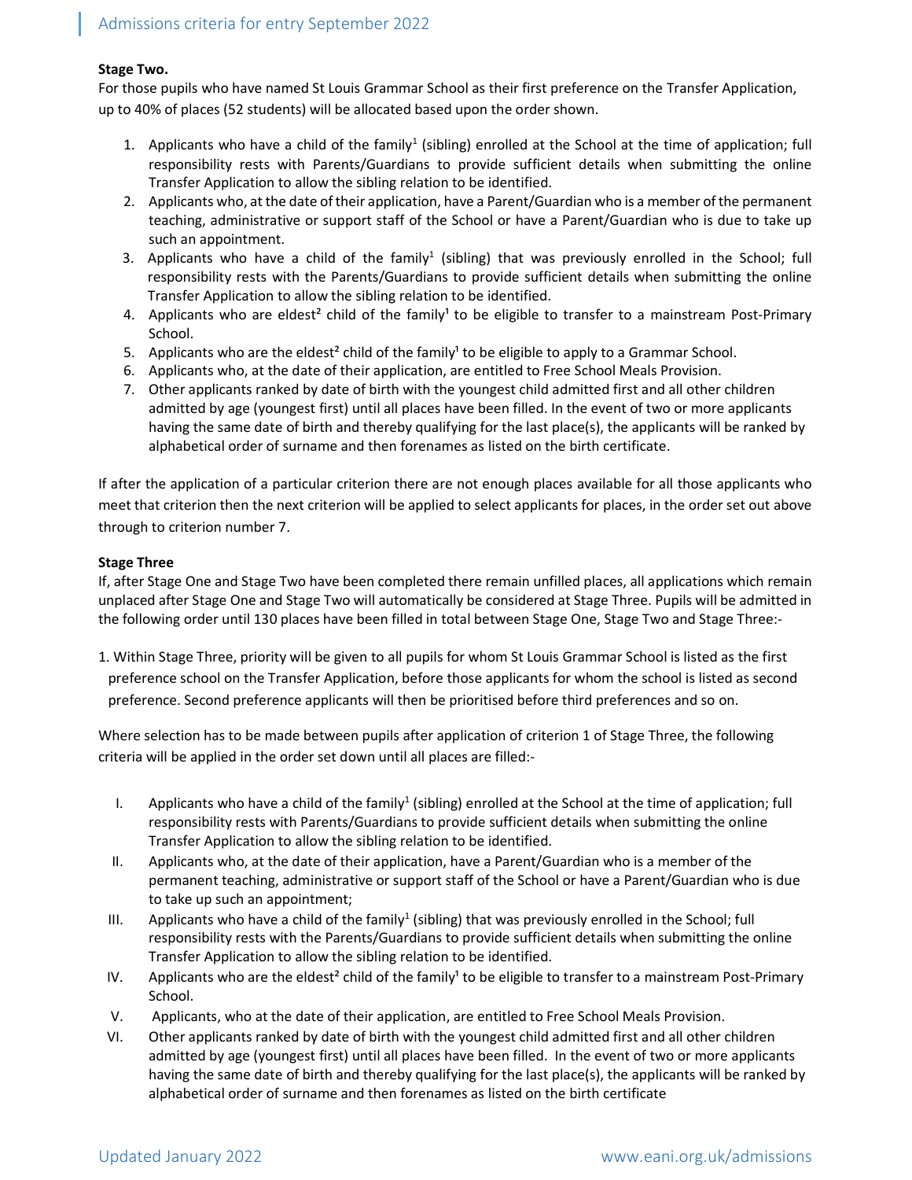**Stage Two.**

For those pupils who have named St Louis Grammar School as their first preference on the Transfer Application, up to 40% of places (52 students) will be allocated based upon the order shown.

1. Applicants who have a child of the family[1] (sibling) enrolled at the School at the time of application; full responsibility rests with Parents/Guardians to provide sufficient details when submitting the online Transfer Application to allow the sibling relation to be identified.
2. Applicants who, at the date of their application, have a Parent/Guardian who is a member of the permanent teaching, administrative or support staff of the School or have a Parent/Guardian who is due to take up such an appointment.
3. Applicants who have a child of the family[1] (sibling) that was previously enrolled in the School; full responsibility rests with the Parents/Guardians to provide sufficient details when submitting the online Transfer Application to allow the sibling relation to be identified.
4. Applicants who are eldest[2] child of the family[1] to be eligible to transfer to a mainstream Post-Primary School.
5. Applicants who are the eldest[2] child of the family[1] to be eligible to apply to a Grammar School.
6. Applicants who, at the date of their application, are entitled to Free School Meals Provision.
7. Other applicants ranked by date of birth with the youngest child admitted first and all other children admitted by age (youngest first) until all places have been filled. In the event of two or more applicants having the same date of birth and thereby qualifying for the last place(s), the applicants will be ranked by alphabetical order of surname and then forenames as listed on the birth certificate.

If after the application of a particular criterion there are not enough places available for all those applicants who meet that criterion then the next criterion will be applied to select applicants for places, in the order set out above through to criterion number 7.

**Stage Three**

If, after Stage One and Stage Two have been completed there remain unfilled places, all applications which remain unplaced after Stage One and Stage Two will automatically be considered at Stage Three. Pupils will be admitted in the following order until 130 places have been filled in total between Stage One, Stage Two and Stage Three:-

1. Within Stage Three, priority will be given to all pupils for whom St Louis Grammar School is listed as the first preference school on the Transfer Application, before those applicants for whom the school is listed as second preference. Second preference applicants will then be prioritised before third preferences and so on.

Where selection has to be made between pupils after application of criterion 1 of Stage Three, the following criteria will be applied in the order set down until all places are filled:-

I. Applicants who have a child of the family[1] (sibling) enrolled at the School at the time of application; full responsibility rests with Parents/Guardians to provide sufficient details when submitting the online Transfer Application to allow the sibling relation to be identified.

II. Applicants who, at the date of their application, have a Parent/Guardian who is a member of the permanent teaching, administrative or support staff of the School or have a Parent/Guardian who is due to take up such an appointment;

III. Applicants who have a child of the family[1] (sibling) that was previously enrolled in the School; full responsibility rests with the Parents/Guardians to provide sufficient details when submitting the online Transfer Application to allow the sibling relation to be identified.

IV. Applicants who are the eldest[2] child of the family[1] to be eligible to transfer to a mainstream Post-Primary School.

V. Applicants, who at the date of their application, are entitled to Free School Meals Provision.

VI. Other applicants ranked by date of birth with the youngest child admitted first and all other children admitted by age (youngest first) until all places have been filled. In the event of two or more applicants having the same date of birth and thereby qualifying for the last place(s), the applicants will be ranked by alphabetical order of surname and then forenames as listed on the birth certificate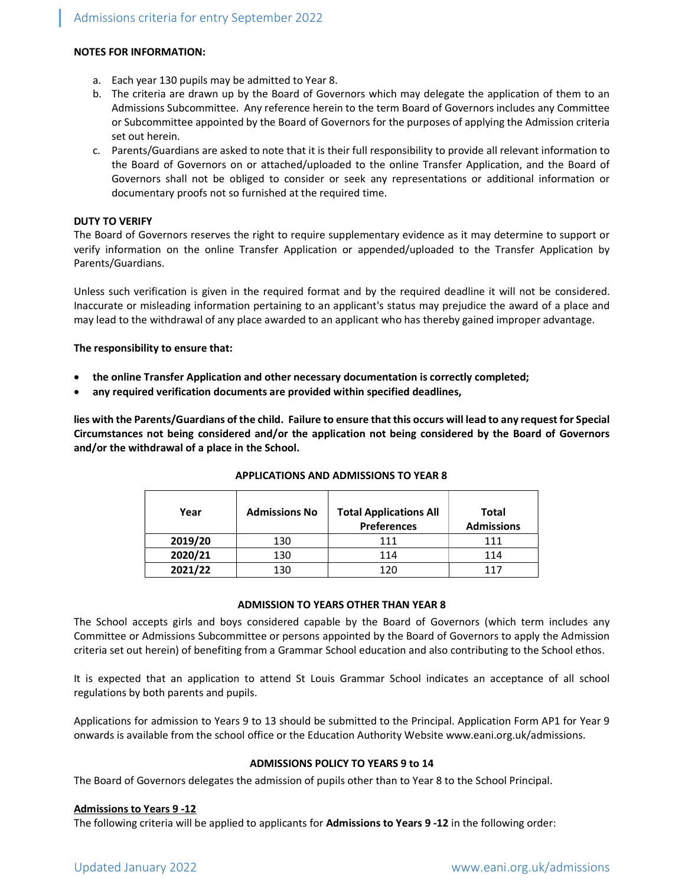**NOTES FOR INFORMATION:**

a. Each year 130 pupils may be admitted to Year 8.
b. The criteria are drawn up by the Board of Governors which may delegate the application of them to an Admissions Subcommittee. Any reference herein to the term Board of Governors includes any Committee or Subcommittee appointed by the Board of Governors for the purposes of applying the Admission criteria set out herein.
c. Parents/Guardians are asked to note that it is their full responsibility to provide all relevant information to the Board of Governors on or attached/uploaded to the online Transfer Application, and the Board of Governors shall not be obliged to consider or seek any representations or additional information or documentary proofs not so furnished at the required time.

**DUTY TO VERIFY**

The Board of Governors reserves the right to require supplementary evidence as it may determine to support or verify information on the online Transfer Application or appended/uploaded to the Transfer Application by Parents/Guardians.

Unless such verification is given in the required format and by the required deadline it will not be considered. Inaccurate or misleading information pertaining to an applicant's status may prejudice the award of a place and may lead to the withdrawal of any place awarded to an applicant who has thereby gained improper advantage.

**The responsibility to ensure that:**

- **the online Transfer Application and other necessary documentation is correctly completed;**
- **any required verification documents are provided within specified deadlines,**

**lies with the Parents/Guardians of the child. Failure to ensure that this occurs will lead to any request for Special Circumstances not being considered and/or the application not being considered by the Board of Governors and/or the withdrawal of a place in the School.**

**APPLICATIONS AND ADMISSIONS TO YEAR 8**

| Year | Admissions No | Total Applications All Preferences | Total Admissions |
|---|---|---|---|
| **2019/20** | 130 | 111 | 111 |
| **2020/21** | 130 | 114 | 114 |
| **2021/22** | 130 | 120 | 117 |

**ADMISSION TO YEARS OTHER THAN YEAR 8**

The School accepts girls and boys considered capable by the Board of Governors (which term includes any Committee or Admissions Subcommittee or persons appointed by the Board of Governors to apply the Admission criteria set out herein) of benefiting from a Grammar School education and also contributing to the School ethos.

It is expected that an application to attend St Louis Grammar School indicates an acceptance of all school regulations by both parents and pupils.

Applications for admission to Years 9 to 13 should be submitted to the Principal. Application Form AP1 for Year 9 onwards is available from the school office or the Education Authority Website www.eani.org.uk/admissions.

**ADMISSIONS POLICY TO YEARS 9 to 14**

The Board of Governors delegates the admission of pupils other than to Year 8 to the School Principal.

**Admissions to Years 9 -12**

The following criteria will be applied to applicants for **Admissions to Years 9 -12** in the following order: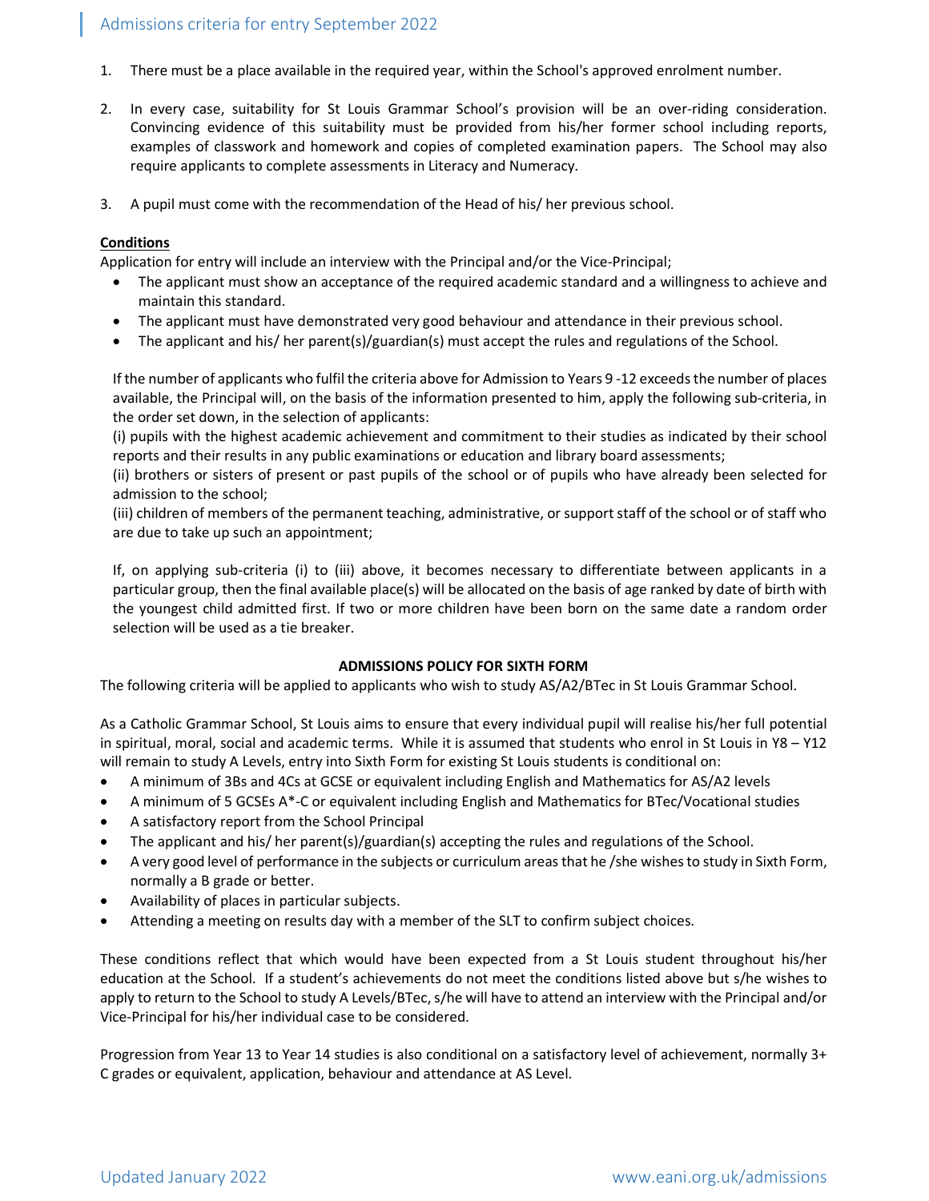1. There must be a place available in the required year, within the School's approved enrolment number.

2. In every case, suitability for St Louis Grammar School's provision will be an over-riding consideration. Convincing evidence of this suitability must be provided from his/her former school including reports, examples of classwork and homework and copies of completed examination papers. The School may also require applicants to complete assessments in Literacy and Numeracy.

3. A pupil must come with the recommendation of the Head of his/ her previous school.

**Conditions**

Application for entry will include an interview with the Principal and/or the Vice-Principal;

- The applicant must show an acceptance of the required academic standard and a willingness to achieve and maintain this standard.
- The applicant must have demonstrated very good behaviour and attendance in their previous school.
- The applicant and his/ her parent(s)/guardian(s) must accept the rules and regulations of the School.

If the number of applicants who fulfil the criteria above for Admission to Years 9 -12 exceeds the number of places available, the Principal will, on the basis of the information presented to him, apply the following sub-criteria, in the order set down, in the selection of applicants:

(i) pupils with the highest academic achievement and commitment to their studies as indicated by their school reports and their results in any public examinations or education and library board assessments;

(ii) brothers or sisters of present or past pupils of the school or of pupils who have already been selected for admission to the school;

(iii) children of members of the permanent teaching, administrative, or support staff of the school or of staff who are due to take up such an appointment;

If, on applying sub-criteria (i) to (iii) above, it becomes necessary to differentiate between applicants in a particular group, then the final available place(s) will be allocated on the basis of age ranked by date of birth with the youngest child admitted first. If two or more children have been born on the same date a random order selection will be used as a tie breaker.

## ADMISSIONS POLICY FOR SIXTH FORM

The following criteria will be applied to applicants who wish to study AS/A2/BTec in St Louis Grammar School.

As a Catholic Grammar School, St Louis aims to ensure that every individual pupil will realise his/her full potential in spiritual, moral, social and academic terms. While it is assumed that students who enrol in St Louis in Y8 – Y12 will remain to study A Levels, entry into Sixth Form for existing St Louis students is conditional on:

- A minimum of 3Bs and 4Cs at GCSE or equivalent including English and Mathematics for AS/A2 levels
- A minimum of 5 GCSEs A*-C or equivalent including English and Mathematics for BTec/Vocational studies
- A satisfactory report from the School Principal
- The applicant and his/ her parent(s)/guardian(s) accepting the rules and regulations of the School.
- A very good level of performance in the subjects or curriculum areas that he /she wishes to study in Sixth Form, normally a B grade or better.
- Availability of places in particular subjects.
- Attending a meeting on results day with a member of the SLT to confirm subject choices.

These conditions reflect that which would have been expected from a St Louis student throughout his/her education at the School. If a student's achievements do not meet the conditions listed above but s/he wishes to apply to return to the School to study A Levels/BTec, s/he will have to attend an interview with the Principal and/or Vice-Principal for his/her individual case to be considered.

Progression from Year 13 to Year 14 studies is also conditional on a satisfactory level of achievement, normally 3+ C grades or equivalent, application, behaviour and attendance at AS Level.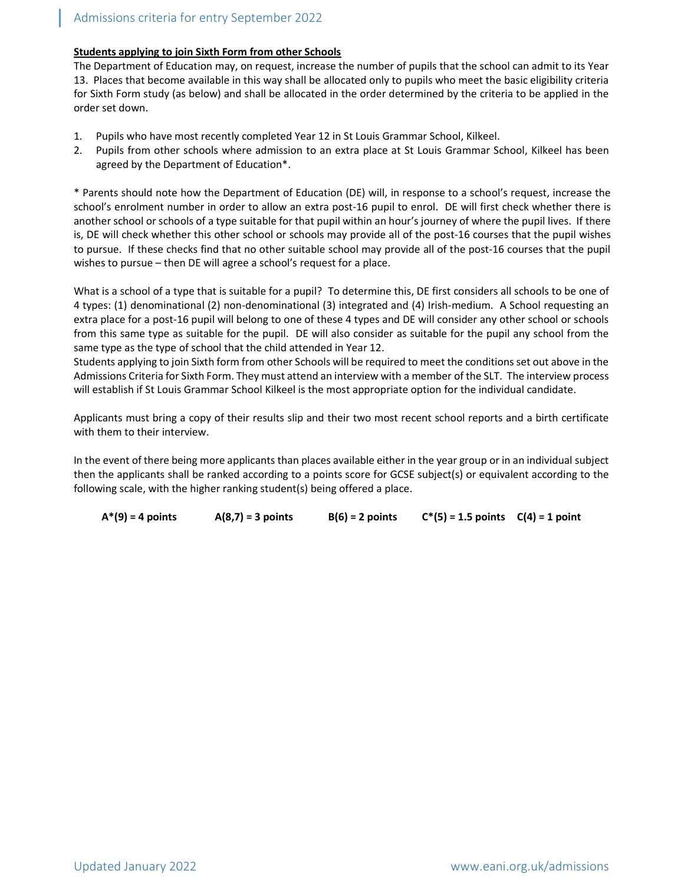**Students applying to join Sixth Form from other Schools**

The Department of Education may, on request, increase the number of pupils that the school can admit to its Year 13. Places that become available in this way shall be allocated only to pupils who meet the basic eligibility criteria for Sixth Form study (as below) and shall be allocated in the order determined by the criteria to be applied in the order set down.

1. Pupils who have most recently completed Year 12 in St Louis Grammar School, Kilkeel.
2. Pupils from other schools where admission to an extra place at St Louis Grammar School, Kilkeel has been agreed by the Department of Education*.

* Parents should note how the Department of Education (DE) will, in response to a school's request, increase the school's enrolment number in order to allow an extra post-16 pupil to enrol. DE will first check whether there is another school or schools of a type suitable for that pupil within an hour's journey of where the pupil lives. If there is, DE will check whether this other school or schools may provide all of the post-16 courses that the pupil wishes to pursue. If these checks find that no other suitable school may provide all of the post-16 courses that the pupil wishes to pursue – then DE will agree a school's request for a place.

What is a school of a type that is suitable for a pupil? To determine this, DE first considers all schools to be one of 4 types: (1) denominational (2) non-denominational (3) integrated and (4) Irish-medium. A School requesting an extra place for a post-16 pupil will belong to one of these 4 types and DE will consider any other school or schools from this same type as suitable for the pupil. DE will also consider as suitable for the pupil any school from the same type as the type of school that the child attended in Year 12.

Students applying to join Sixth form from other Schools will be required to meet the conditions set out above in the Admissions Criteria for Sixth Form. They must attend an interview with a member of the SLT. The interview process will establish if St Louis Grammar School Kilkeel is the most appropriate option for the individual candidate.

Applicants must bring a copy of their results slip and their two most recent school reports and a birth certificate with them to their interview.

In the event of there being more applicants than places available either in the year group or in an individual subject then the applicants shall be ranked according to a points score for GCSE subject(s) or equivalent according to the following scale, with the higher ranking student(s) being offered a place.

**A*(9) = 4 points  A(8,7) = 3 points  B(6) = 2 points  C*(5) = 1.5 points  C(4) = 1 point**